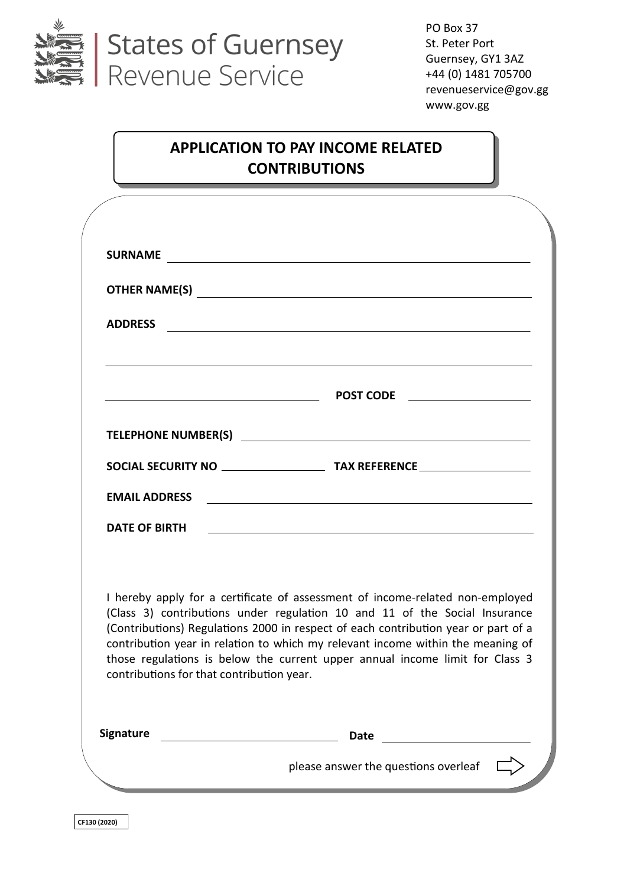States of Guernsey
Revenue Service

PO Box 37
St. Peter Port
Guernsey, GY1 3AZ
+44 (0) 1481 705700
revenueservice@gov.gg
www.gov.gg

# APPLICATION TO PAY INCOME RELATED CONTRIBUTIONS

**SURNAME** ______________________________

**OTHER NAME(S)** ______________________________

**ADDRESS** ______________________________

______________________________

______________________________ **POST CODE** ______________

**TELEPHONE NUMBER(S)** ______________________________

**SOCIAL SECURITY NO** ______________ **TAX REFERENCE** ______________

**EMAIL ADDRESS** ______________________________

**DATE OF BIRTH** ______________________________

I hereby apply for a certificate of assessment of income-related non-employed (Class 3) contributions under regulation 10 and 11 of the Social Insurance (Contributions) Regulations 2000 in respect of each contribution year or part of a contribution year in relation to which my relevant income within the meaning of those regulations is below the current upper annual income limit for Class 3 contributions for that contribution year.

**Signature** ______________________ **Date** ______________________

please answer the questions overleaf ⇨

CF130 (2020)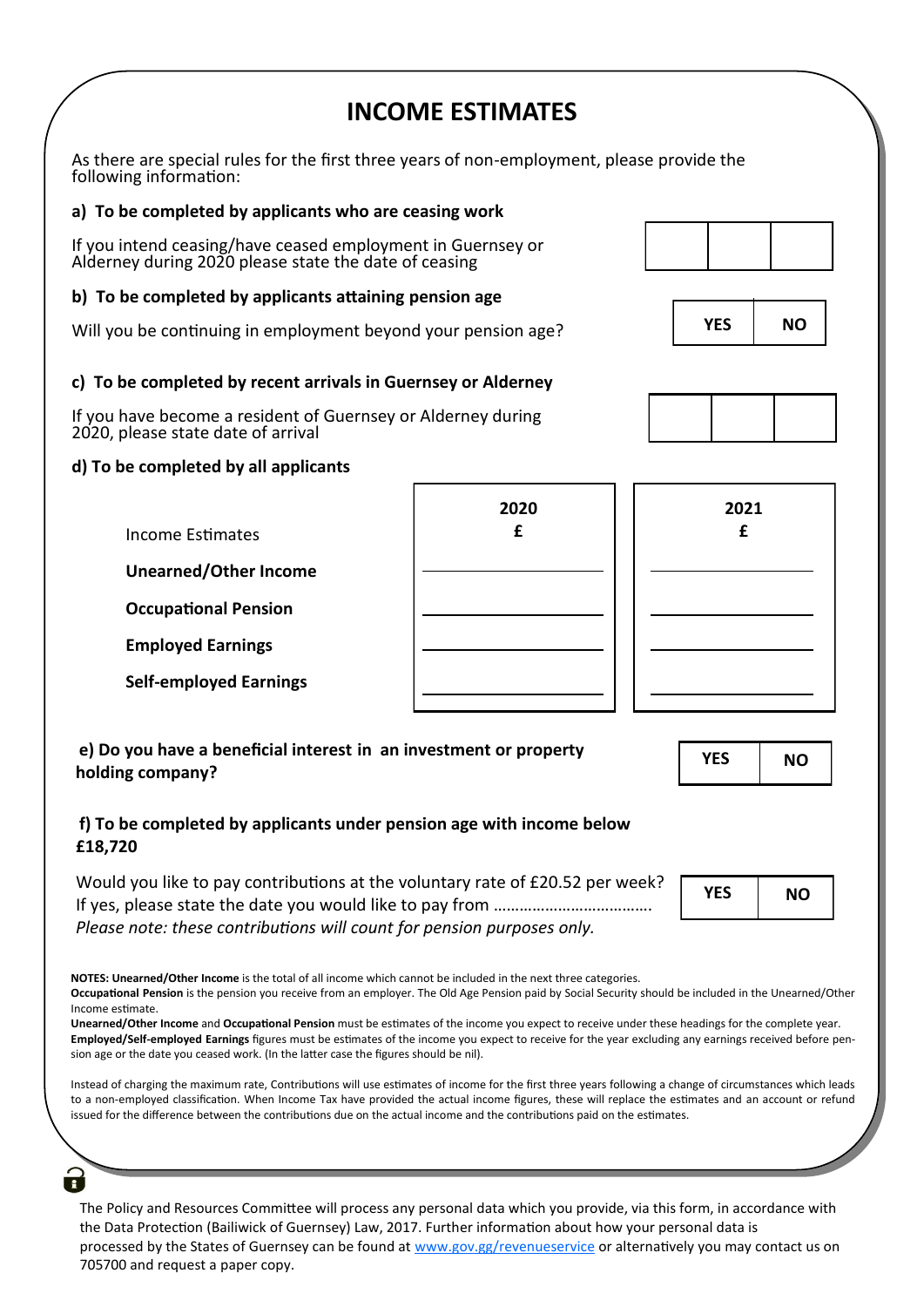# INCOME ESTIMATES

As there are special rules for the first three years of non-employment, please provide the following information:

**a) To be completed by applicants who are ceasing work**

If you intend ceasing/have ceased employment in Guernsey or Alderney during 2020 please state the date of ceasing

| | | |
|---|---|---|
| | | |

**b) To be completed by applicants attaining pension age**

Will you be continuing in employment beyond your pension age?

| YES | NO |
|---|---|

**c) To be completed by recent arrivals in Guernsey or Alderney**

If you have become a resident of Guernsey or Alderney during 2020, please state date of arrival

| | | |
|---|---|---|
| | | |

**d) To be completed by all applicants**

| Income Estimates | 2020 £ | 2021 £ |
|---|---|---|
| **Unearned/Other Income** | | |
| **Occupational Pension** | | |
| **Employed Earnings** | | |
| **Self-employed Earnings** | | |

**e) Do you have a beneficial interest in an investment or property holding company?**

| YES | NO |
|---|---|

**f) To be completed by applicants under pension age with income below £18,720**

Would you like to pay contributions at the voluntary rate of £20.52 per week?
If yes, please state the date you would like to pay from ……………………………….

*Please note: these contributions will count for pension purposes only.*

| YES | NO |
|---|---|

**NOTES: Unearned/Other Income** is the total of all income which cannot be included in the next three categories.
**Occupational Pension** is the pension you receive from an employer. The Old Age Pension paid by Social Security should be included in the Unearned/Other Income estimate.
**Unearned/Other Income** and **Occupational Pension** must be estimates of the income you expect to receive under these headings for the complete year.
**Employed/Self-employed Earnings** figures must be estimates of the income you expect to receive for the year excluding any earnings received before pension age or the date you ceased work. (In the latter case the figures should be nil).

Instead of charging the maximum rate, Contributions will use estimates of income for the first three years following a change of circumstances which leads to a non-employed classification. When Income Tax have provided the actual income figures, these will replace the estimates and an account or refund issued for the difference between the contributions due on the actual income and the contributions paid on the estimates.

The Policy and Resources Committee will process any personal data which you provide, via this form, in accordance with the Data Protection (Bailiwick of Guernsey) Law, 2017. Further information about how your personal data is processed by the States of Guernsey can be found at www.gov.gg/revenueservice or alternatively you may contact us on 705700 and request a paper copy.